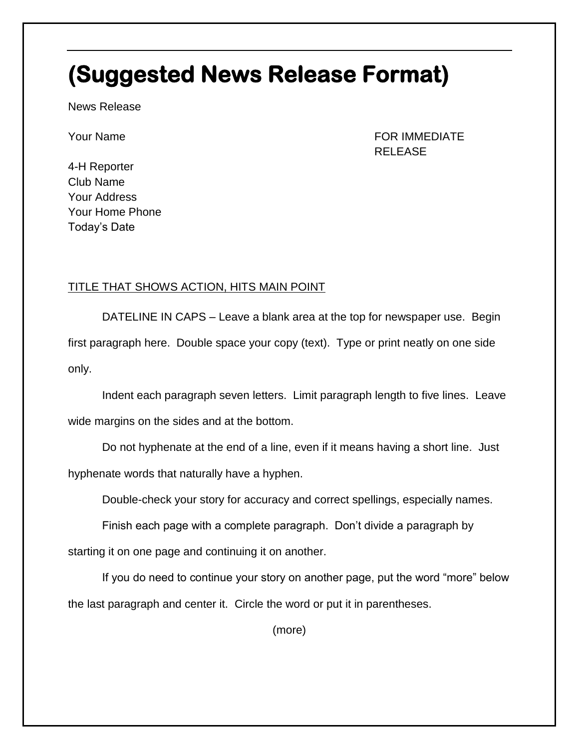# (Suggested News Release Format)

News Release

Your Name

FOR IMMEDIATE RELEASE

4-H Reporter
Club Name
Your Address
Your Home Phone
Today's Date

<u>TITLE THAT SHOWS ACTION, HITS MAIN POINT</u>

DATELINE IN CAPS – Leave a blank area at the top for newspaper use. Begin first paragraph here. Double space your copy (text). Type or print neatly on one side only.

Indent each paragraph seven letters. Limit paragraph length to five lines. Leave wide margins on the sides and at the bottom.

Do not hyphenate at the end of a line, even if it means having a short line. Just hyphenate words that naturally have a hyphen.

Double-check your story for accuracy and correct spellings, especially names.

Finish each page with a complete paragraph. Don't divide a paragraph by starting it on one page and continuing it on another.

If you do need to continue your story on another page, put the word "more" below the last paragraph and center it. Circle the word or put it in parentheses.

(more)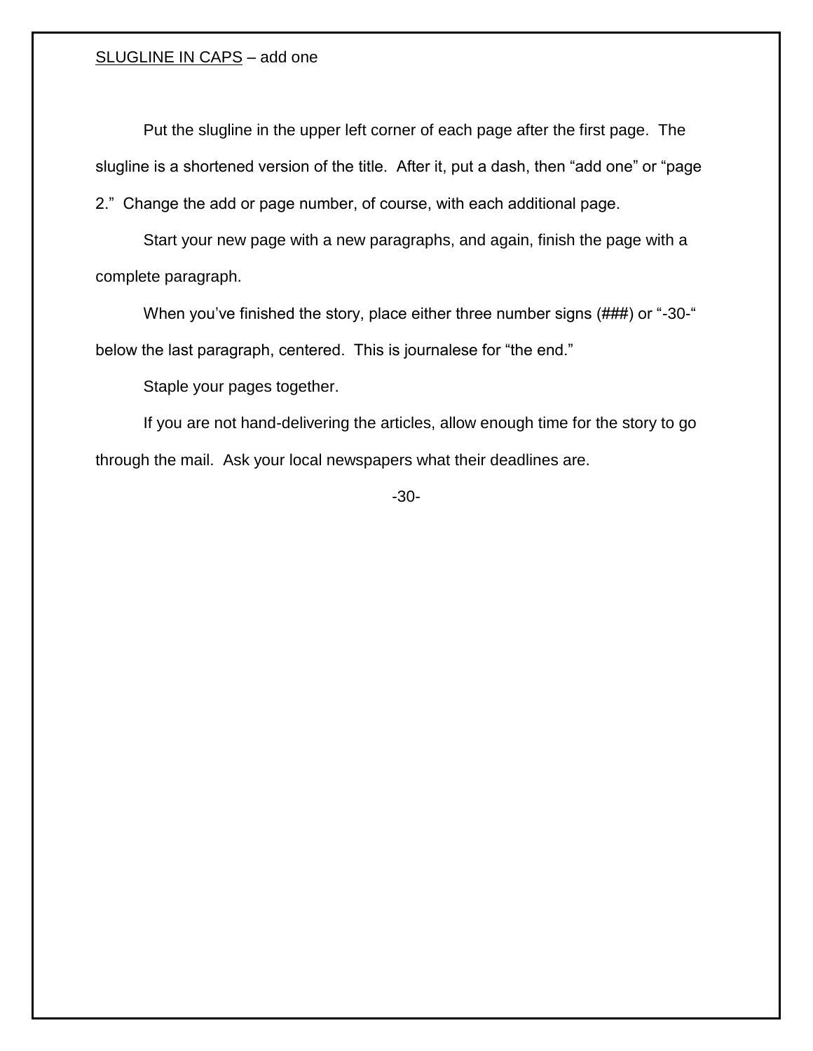SLUGLINE IN CAPS – add one

Put the slugline in the upper left corner of each page after the first page. The slugline is a shortened version of the title. After it, put a dash, then "add one" or "page 2." Change the add or page number, of course, with each additional page.

Start your new page with a new paragraphs, and again, finish the page with a complete paragraph.

When you've finished the story, place either three number signs (###) or "-30-" below the last paragraph, centered. This is journalese for "the end."

Staple your pages together.

If you are not hand-delivering the articles, allow enough time for the story to go through the mail. Ask your local newspapers what their deadlines are.

-30-